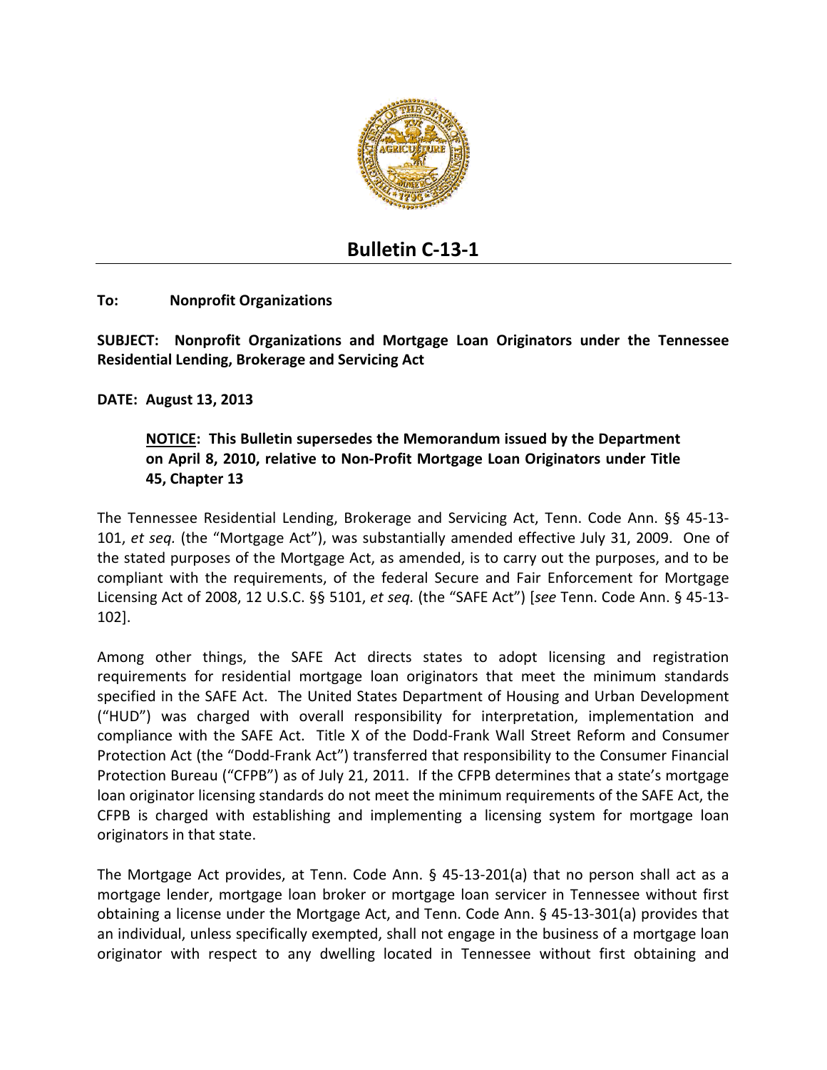# Bulletin C-13-1

**To:** **Nonprofit Organizations**

**SUBJECT: Nonprofit Organizations and Mortgage Loan Originators under the Tennessee Residential Lending, Brokerage and Servicing Act**

**DATE: August 13, 2013**

> **NOTICE: This Bulletin supersedes the Memorandum issued by the Department on April 8, 2010, relative to Non-Profit Mortgage Loan Originators under Title 45, Chapter 13**

The Tennessee Residential Lending, Brokerage and Servicing Act, Tenn. Code Ann. §§ 45-13-101, *et seq.* (the "Mortgage Act"), was substantially amended effective July 31, 2009. One of the stated purposes of the Mortgage Act, as amended, is to carry out the purposes, and to be compliant with the requirements, of the federal Secure and Fair Enforcement for Mortgage Licensing Act of 2008, 12 U.S.C. §§ 5101, *et seq.* (the "SAFE Act") [*see* Tenn. Code Ann. § 45-13-102].

Among other things, the SAFE Act directs states to adopt licensing and registration requirements for residential mortgage loan originators that meet the minimum standards specified in the SAFE Act. The United States Department of Housing and Urban Development ("HUD") was charged with overall responsibility for interpretation, implementation and compliance with the SAFE Act. Title X of the Dodd-Frank Wall Street Reform and Consumer Protection Act (the "Dodd-Frank Act") transferred that responsibility to the Consumer Financial Protection Bureau ("CFPB") as of July 21, 2011. If the CFPB determines that a state's mortgage loan originator licensing standards do not meet the minimum requirements of the SAFE Act, the CFPB is charged with establishing and implementing a licensing system for mortgage loan originators in that state.

The Mortgage Act provides, at Tenn. Code Ann. § 45-13-201(a) that no person shall act as a mortgage lender, mortgage loan broker or mortgage loan servicer in Tennessee without first obtaining a license under the Mortgage Act, and Tenn. Code Ann. § 45-13-301(a) provides that an individual, unless specifically exempted, shall not engage in the business of a mortgage loan originator with respect to any dwelling located in Tennessee without first obtaining and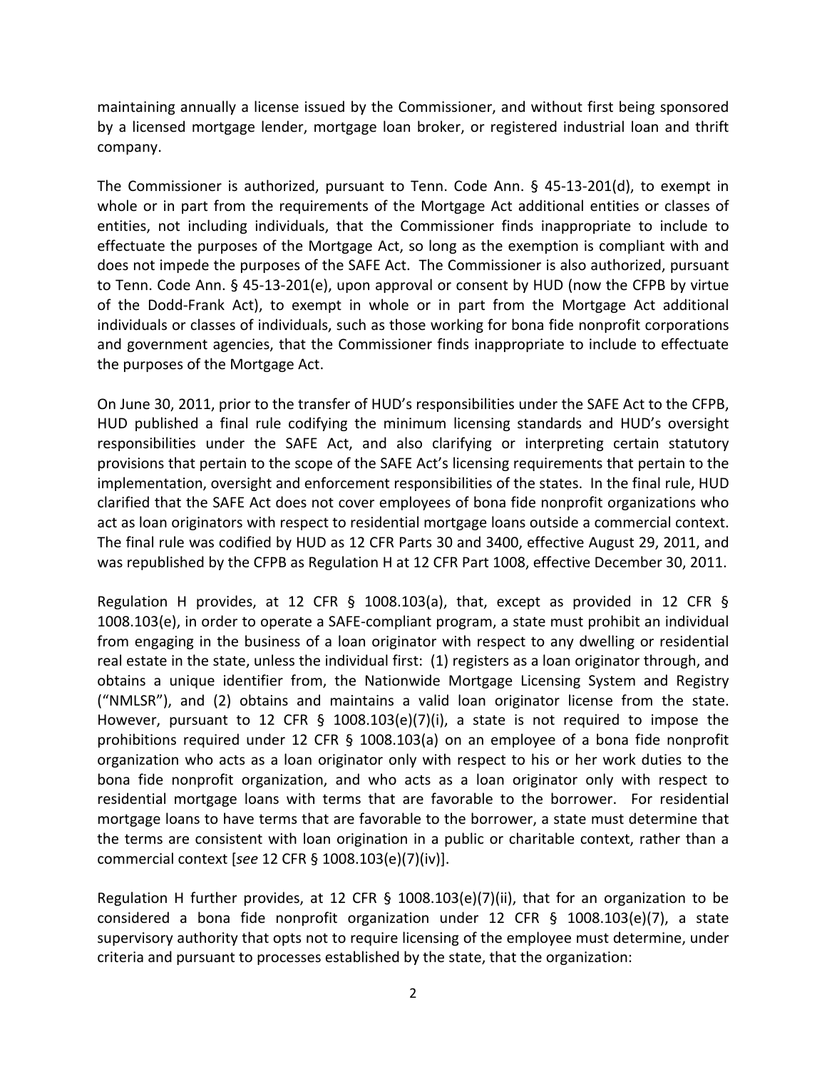maintaining annually a license issued by the Commissioner, and without first being sponsored by a licensed mortgage lender, mortgage loan broker, or registered industrial loan and thrift company.

The Commissioner is authorized, pursuant to Tenn. Code Ann. § 45-13-201(d), to exempt in whole or in part from the requirements of the Mortgage Act additional entities or classes of entities, not including individuals, that the Commissioner finds inappropriate to include to effectuate the purposes of the Mortgage Act, so long as the exemption is compliant with and does not impede the purposes of the SAFE Act. The Commissioner is also authorized, pursuant to Tenn. Code Ann. § 45-13-201(e), upon approval or consent by HUD (now the CFPB by virtue of the Dodd-Frank Act), to exempt in whole or in part from the Mortgage Act additional individuals or classes of individuals, such as those working for bona fide nonprofit corporations and government agencies, that the Commissioner finds inappropriate to include to effectuate the purposes of the Mortgage Act.

On June 30, 2011, prior to the transfer of HUD's responsibilities under the SAFE Act to the CFPB, HUD published a final rule codifying the minimum licensing standards and HUD's oversight responsibilities under the SAFE Act, and also clarifying or interpreting certain statutory provisions that pertain to the scope of the SAFE Act's licensing requirements that pertain to the implementation, oversight and enforcement responsibilities of the states. In the final rule, HUD clarified that the SAFE Act does not cover employees of bona fide nonprofit organizations who act as loan originators with respect to residential mortgage loans outside a commercial context. The final rule was codified by HUD as 12 CFR Parts 30 and 3400, effective August 29, 2011, and was republished by the CFPB as Regulation H at 12 CFR Part 1008, effective December 30, 2011.

Regulation H provides, at 12 CFR § 1008.103(a), that, except as provided in 12 CFR § 1008.103(e), in order to operate a SAFE-compliant program, a state must prohibit an individual from engaging in the business of a loan originator with respect to any dwelling or residential real estate in the state, unless the individual first: (1) registers as a loan originator through, and obtains a unique identifier from, the Nationwide Mortgage Licensing System and Registry ("NMLSR"), and (2) obtains and maintains a valid loan originator license from the state. However, pursuant to 12 CFR § 1008.103(e)(7)(i), a state is not required to impose the prohibitions required under 12 CFR § 1008.103(a) on an employee of a bona fide nonprofit organization who acts as a loan originator only with respect to his or her work duties to the bona fide nonprofit organization, and who acts as a loan originator only with respect to residential mortgage loans with terms that are favorable to the borrower. For residential mortgage loans to have terms that are favorable to the borrower, a state must determine that the terms are consistent with loan origination in a public or charitable context, rather than a commercial context [*see* 12 CFR § 1008.103(e)(7)(iv)].

Regulation H further provides, at 12 CFR § 1008.103(e)(7)(ii), that for an organization to be considered a bona fide nonprofit organization under 12 CFR § 1008.103(e)(7), a state supervisory authority that opts not to require licensing of the employee must determine, under criteria and pursuant to processes established by the state, that the organization: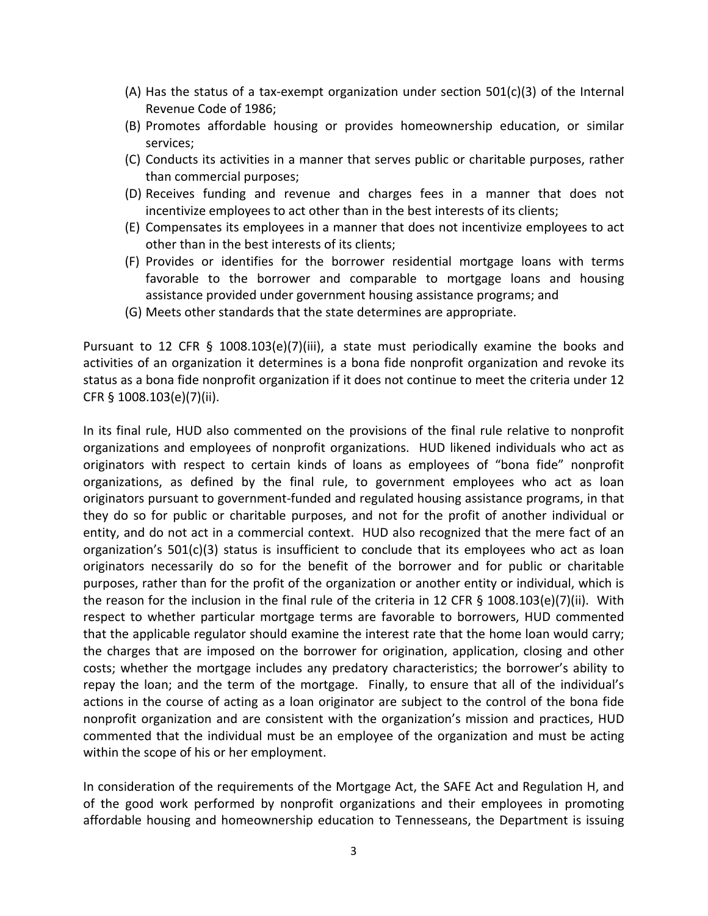(A) Has the status of a tax-exempt organization under section 501(c)(3) of the Internal Revenue Code of 1986;

(B) Promotes affordable housing or provides homeownership education, or similar services;

(C) Conducts its activities in a manner that serves public or charitable purposes, rather than commercial purposes;

(D) Receives funding and revenue and charges fees in a manner that does not incentivize employees to act other than in the best interests of its clients;

(E) Compensates its employees in a manner that does not incentivize employees to act other than in the best interests of its clients;

(F) Provides or identifies for the borrower residential mortgage loans with terms favorable to the borrower and comparable to mortgage loans and housing assistance provided under government housing assistance programs; and

(G) Meets other standards that the state determines are appropriate.

Pursuant to 12 CFR § 1008.103(e)(7)(iii), a state must periodically examine the books and activities of an organization it determines is a bona fide nonprofit organization and revoke its status as a bona fide nonprofit organization if it does not continue to meet the criteria under 12 CFR § 1008.103(e)(7)(ii).

In its final rule, HUD also commented on the provisions of the final rule relative to nonprofit organizations and employees of nonprofit organizations. HUD likened individuals who act as originators with respect to certain kinds of loans as employees of "bona fide" nonprofit organizations, as defined by the final rule, to government employees who act as loan originators pursuant to government-funded and regulated housing assistance programs, in that they do so for public or charitable purposes, and not for the profit of another individual or entity, and do not act in a commercial context. HUD also recognized that the mere fact of an organization's 501(c)(3) status is insufficient to conclude that its employees who act as loan originators necessarily do so for the benefit of the borrower and for public or charitable purposes, rather than for the profit of the organization or another entity or individual, which is the reason for the inclusion in the final rule of the criteria in 12 CFR § 1008.103(e)(7)(ii). With respect to whether particular mortgage terms are favorable to borrowers, HUD commented that the applicable regulator should examine the interest rate that the home loan would carry; the charges that are imposed on the borrower for origination, application, closing and other costs; whether the mortgage includes any predatory characteristics; the borrower's ability to repay the loan; and the term of the mortgage. Finally, to ensure that all of the individual's actions in the course of acting as a loan originator are subject to the control of the bona fide nonprofit organization and are consistent with the organization's mission and practices, HUD commented that the individual must be an employee of the organization and must be acting within the scope of his or her employment.

In consideration of the requirements of the Mortgage Act, the SAFE Act and Regulation H, and of the good work performed by nonprofit organizations and their employees in promoting affordable housing and homeownership education to Tennesseans, the Department is issuing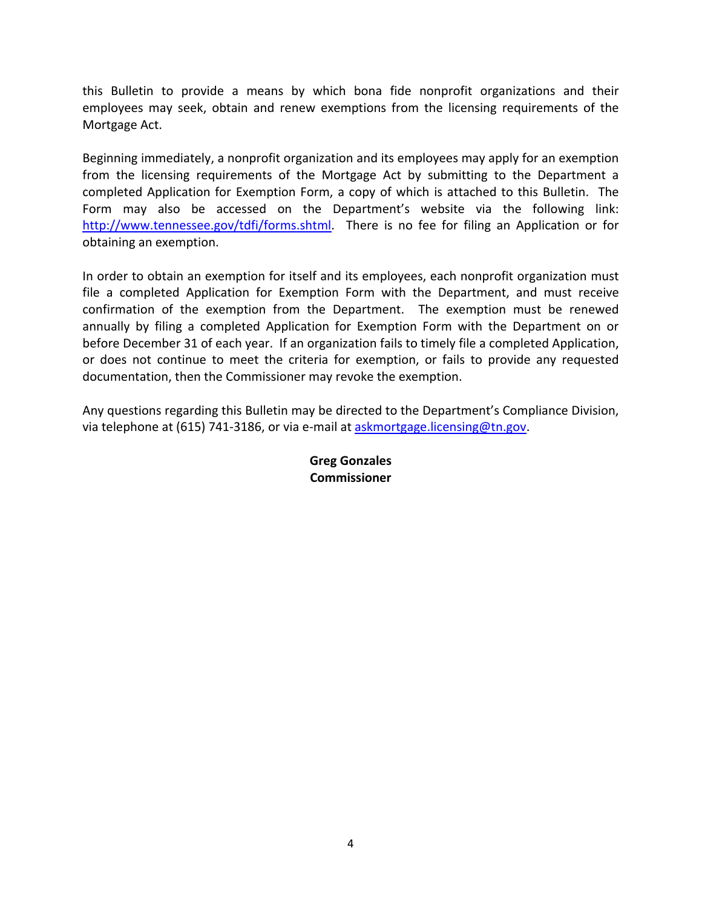this Bulletin to provide a means by which bona fide nonprofit organizations and their employees may seek, obtain and renew exemptions from the licensing requirements of the Mortgage Act.

Beginning immediately, a nonprofit organization and its employees may apply for an exemption from the licensing requirements of the Mortgage Act by submitting to the Department a completed Application for Exemption Form, a copy of which is attached to this Bulletin. The Form may also be accessed on the Department's website via the following link: http://www.tennessee.gov/tdfi/forms.shtml. There is no fee for filing an Application or for obtaining an exemption.

In order to obtain an exemption for itself and its employees, each nonprofit organization must file a completed Application for Exemption Form with the Department, and must receive confirmation of the exemption from the Department. The exemption must be renewed annually by filing a completed Application for Exemption Form with the Department on or before December 31 of each year. If an organization fails to timely file a completed Application, or does not continue to meet the criteria for exemption, or fails to provide any requested documentation, then the Commissioner may revoke the exemption.

Any questions regarding this Bulletin may be directed to the Department's Compliance Division, via telephone at (615) 741-3186, or via e-mail at askmortgage.licensing@tn.gov.

**Greg Gonzales**
**Commissioner**